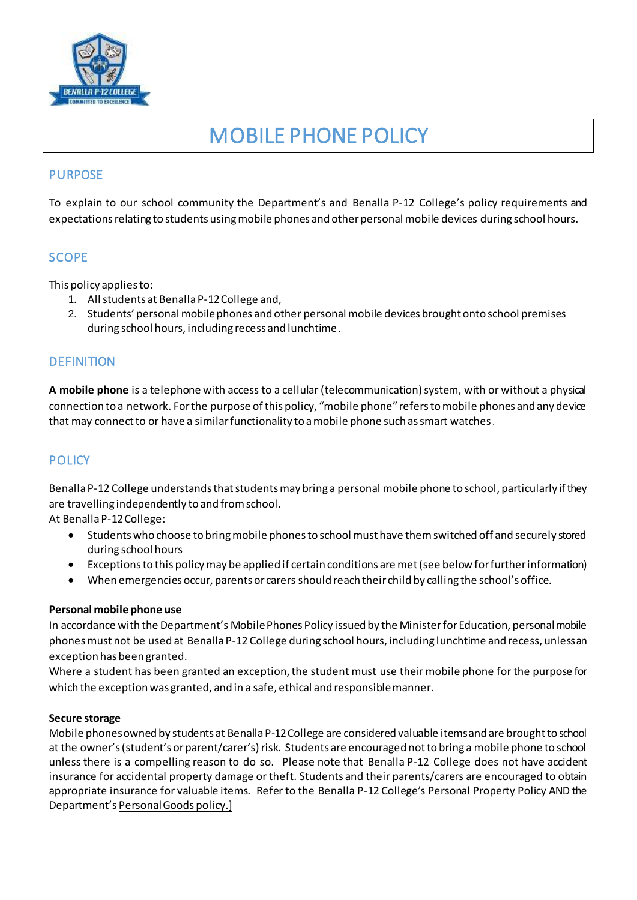# MOBILE PHONE POLICY

## PURPOSE

To explain to our school community the Department's and Benalla P-12 College's policy requirements and expectations relating to students using mobile phones and other personal mobile devices during school hours.

## SCOPE

This policy applies to:

1. All students at Benalla P-12 College and,
2. Students' personal mobile phones and other personal mobile devices brought onto school premises during school hours, including recess and lunchtime.

## DEFINITION

**A mobile phone** is a telephone with access to a cellular (telecommunication) system, with or without a physical connection to a network. For the purpose of this policy, "mobile phone" refers to mobile phones and any device that may connect to or have a similar functionality to a mobile phone such as smart watches.

## POLICY

Benalla P-12 College understands that students may bring a personal mobile phone to school, particularly if they are travelling independently to and from school.

At Benalla P-12 College:

- Students who choose to bring mobile phones to school must have them switched off and securely stored during school hours
- Exceptions to this policy may be applied if certain conditions are met (see below for further information)
- When emergencies occur, parents or carers should reach their child by calling the school's office.

**Personal mobile phone use**

In accordance with the Department's Mobile Phones Policy issued by the Minister for Education, personal mobile phones must not be used at Benalla P-12 College during school hours, including lunchtime and recess, unless an exception has been granted.

Where a student has been granted an exception, the student must use their mobile phone for the purpose for which the exception was granted, and in a safe, ethical and responsible manner.

**Secure storage**

Mobile phones owned by students at Benalla P-12 College are considered valuable items and are brought to school at the owner's (student's or parent/carer's) risk. Students are encouraged not to bring a mobile phone to school unless there is a compelling reason to do so. Please note that Benalla P-12 College does not have accident insurance for accidental property damage or theft. Students and their parents/carers are encouraged to obtain appropriate insurance for valuable items. Refer to the Benalla P-12 College's Personal Property Policy AND the Department's Personal Goods policy.]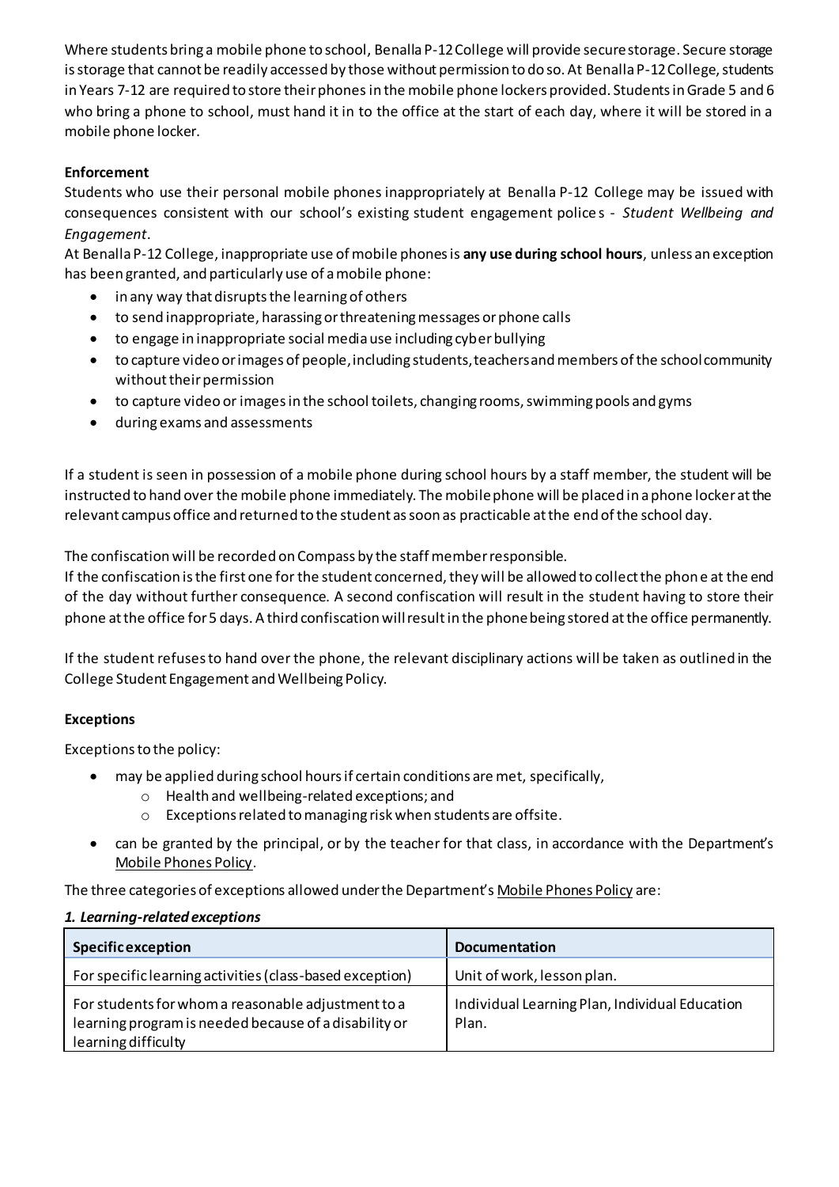Where students bring a mobile phone to school, Benalla P-12 College will provide secure storage. Secure storage is storage that cannot be readily accessed by those without permission to do so. At Benalla P-12 College, students in Years 7-12 are required to store their phones in the mobile phone lockers provided. Students in Grade 5 and 6 who bring a phone to school, must hand it in to the office at the start of each day, where it will be stored in a mobile phone locker.

**Enforcement**

Students who use their personal mobile phones inappropriately at Benalla P-12 College may be issued with consequences consistent with our school's existing student engagement polices - *Student Wellbeing and Engagement*.

At Benalla P-12 College, inappropriate use of mobile phones is **any use during school hours**, unless an exception has been granted, and particularly use of a mobile phone:

- in any way that disrupts the learning of others
- to send inappropriate, harassing or threatening messages or phone calls
- to engage in inappropriate social media use including cyber bullying
- to capture video or images of people, including students, teachers and members of the school community without their permission
- to capture video or images in the school toilets, changing rooms, swimming pools and gyms
- during exams and assessments

If a student is seen in possession of a mobile phone during school hours by a staff member, the student will be instructed to hand over the mobile phone immediately. The mobile phone will be placed in a phone locker at the relevant campus office and returned to the student as soon as practicable at the end of the school day.

The confiscation will be recorded on Compass by the staff member responsible.

If the confiscation is the first one for the student concerned, they will be allowed to collect the phone at the end of the day without further consequence. A second confiscation will result in the student having to store their phone at the office for 5 days. A third confiscation will result in the phone being stored at the office permanently.

If the student refuses to hand over the phone, the relevant disciplinary actions will be taken as outlined in the College Student Engagement and Wellbeing Policy.

**Exceptions**

Exceptions to the policy:

- may be applied during school hours if certain conditions are met, specifically,
  - Health and wellbeing-related exceptions; and
  - Exceptions related to managing risk when students are offsite.
- can be granted by the principal, or by the teacher for that class, in accordance with the Department's Mobile Phones Policy.

The three categories of exceptions allowed under the Department's Mobile Phones Policy are:

***1. Learning-related exceptions***

| Specific exception | Documentation |
|---|---|
| For specific learning activities (class-based exception) | Unit of work, lesson plan. |
| For students for whom a reasonable adjustment to a learning program is needed because of a disability or learning difficulty | Individual Learning Plan, Individual Education Plan. |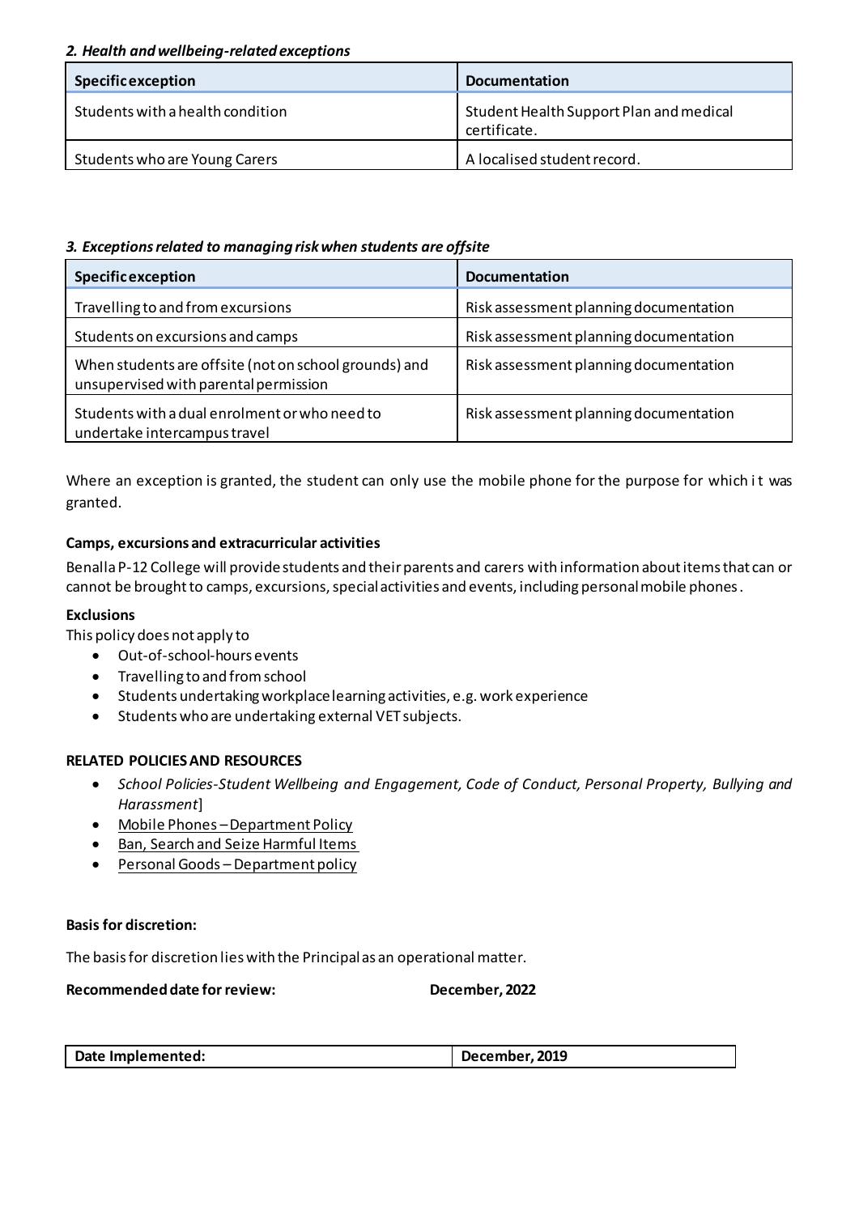### *2. Health and wellbeing-related exceptions*

| Specific exception | Documentation |
| --- | --- |
| Students with a health condition | Student Health Support Plan and medical certificate. |
| Students who are Young Carers | A localised student record. |

### *3. Exceptions related to managing risk when students are offsite*

| Specific exception | Documentation |
| --- | --- |
| Travelling to and from excursions | Risk assessment planning documentation |
| Students on excursions and camps | Risk assessment planning documentation |
| When students are offsite (not on school grounds) and unsupervised with parental permission | Risk assessment planning documentation |
| Students with a dual enrolment or who need to undertake intercampus travel | Risk assessment planning documentation |

Where an exception is granted, the student can only use the mobile phone for the purpose for which it was granted.

**Camps, excursions and extracurricular activities**

Benalla P-12 College will provide students and their parents and carers with information about items that can or cannot be brought to camps, excursions, special activities and events, including personal mobile phones.

**Exclusions**

This policy does not apply to

- Out-of-school-hours events
- Travelling to and from school
- Students undertaking workplace learning activities, e.g. work experience
- Students who are undertaking external VET subjects.

**RELATED POLICIES AND RESOURCES**

- *School Policies-Student Wellbeing and Engagement, Code of Conduct, Personal Property, Bullying and Harassment*]
- Mobile Phones – Department Policy
- Ban, Search and Seize Harmful Items
- Personal Goods – Department policy

**Basis for discretion:**

The basis for discretion lies with the Principal as an operational matter.

**Recommended date for review:** **December, 2022**

| | |
| --- | --- |
| **Date Implemented:** | **December, 2019** |